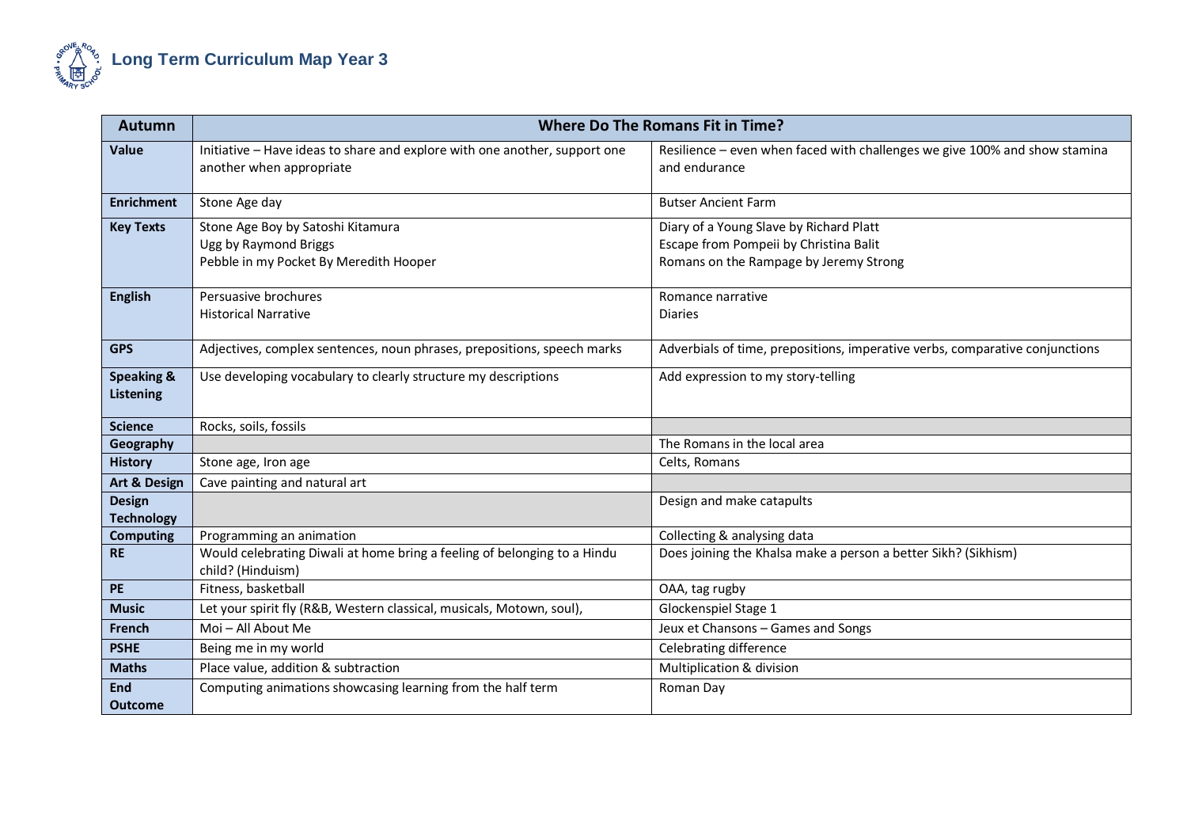# Long Term Curriculum Map Year 3

| Autumn | Where Do The Romans Fit in Time? | |
|---|---|---|
| **Value** | Initiative – Have ideas to share and explore with one another, support one another when appropriate | Resilience – even when faced with challenges we give 100% and show stamina and endurance |
| **Enrichment** | Stone Age day | Butser Ancient Farm |
| **Key Texts** | Stone Age Boy by Satoshi Kitamura<br>Ugg by Raymond Briggs<br>Pebble in my Pocket By Meredith Hooper | Diary of a Young Slave by Richard Platt<br>Escape from Pompeii by Christina Balit<br>Romans on the Rampage by Jeremy Strong |
| **English** | Persuasive brochures<br>Historical Narrative | Romance narrative<br>Diaries |
| **GPS** | Adjectives, complex sentences, noun phrases, prepositions, speech marks | Adverbials of time, prepositions, imperative verbs, comparative conjunctions |
| **Speaking & Listening** | Use developing vocabulary to clearly structure my descriptions | Add expression to my story-telling |
| **Science** | Rocks, soils, fossils | |
| **Geography** | | The Romans in the local area |
| **History** | Stone age, Iron age | Celts, Romans |
| **Art & Design** | Cave painting and natural art | |
| **Design Technology** | | Design and make catapults |
| **Computing** | Programming an animation | Collecting & analysing data |
| **RE** | Would celebrating Diwali at home bring a feeling of belonging to a Hindu child? (Hinduism) | Does joining the Khalsa make a person a better Sikh? (Sikhism) |
| **PE** | Fitness, basketball | OAA, tag rugby |
| **Music** | Let your spirit fly (R&B, Western classical, musicals, Motown, soul), | Glockenspiel Stage 1 |
| **French** | Moi – All About Me | Jeux et Chansons – Games and Songs |
| **PSHE** | Being me in my world | Celebrating difference |
| **Maths** | Place value, addition & subtraction | Multiplication & division |
| **End Outcome** | Computing animations showcasing learning from the half term | Roman Day |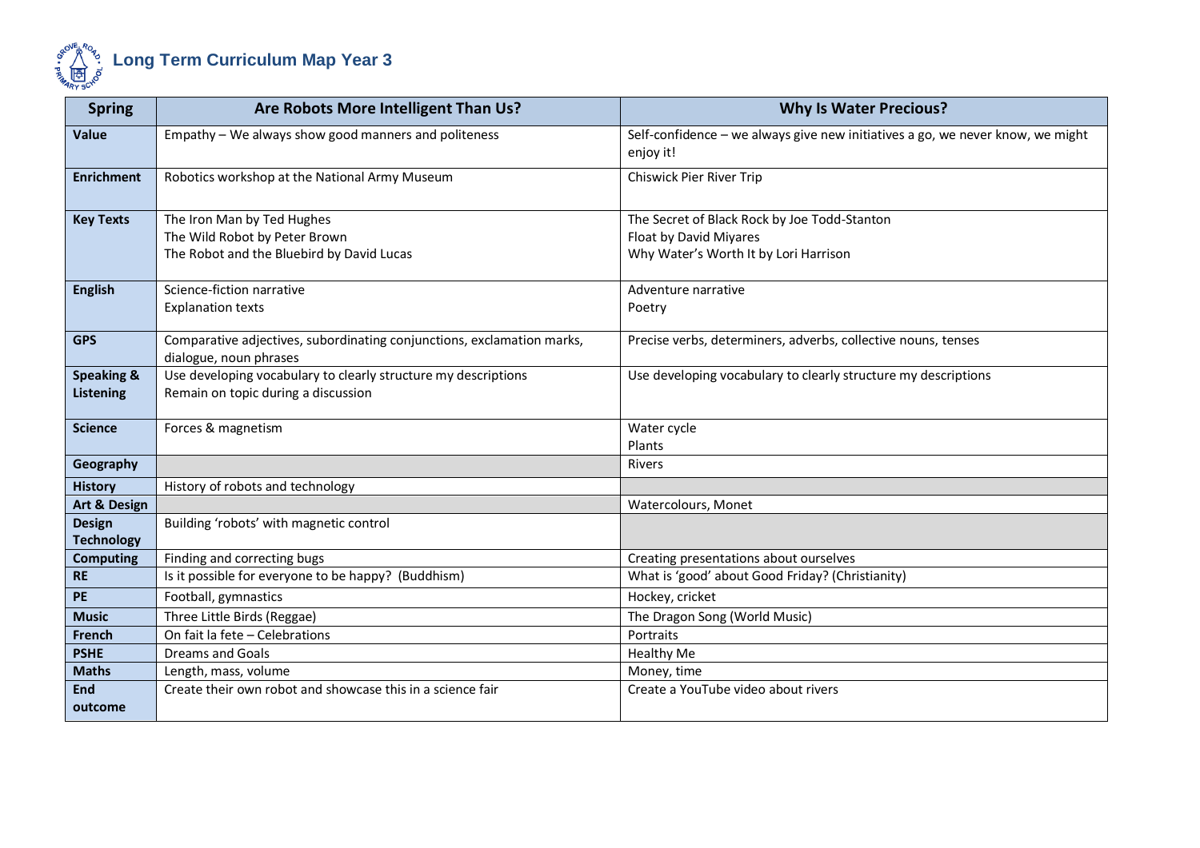# Long Term Curriculum Map Year 3

| Spring | Are Robots More Intelligent Than Us? | Why Is Water Precious? |
|---|---|---|
| **Value** | Empathy – We always show good manners and politeness | Self-confidence – we always give new initiatives a go, we never know, we might enjoy it! |
| **Enrichment** | Robotics workshop at the National Army Museum | Chiswick Pier River Trip |
| **Key Texts** | The Iron Man by Ted Hughes<br>The Wild Robot by Peter Brown<br>The Robot and the Bluebird by David Lucas | The Secret of Black Rock by Joe Todd-Stanton<br>Float by David Miyares<br>Why Water's Worth It by Lori Harrison |
| **English** | Science-fiction narrative<br>Explanation texts | Adventure narrative<br>Poetry |
| **GPS** | Comparative adjectives, subordinating conjunctions, exclamation marks, dialogue, noun phrases | Precise verbs, determiners, adverbs, collective nouns, tenses |
| **Speaking & Listening** | Use developing vocabulary to clearly structure my descriptions<br>Remain on topic during a discussion | Use developing vocabulary to clearly structure my descriptions |
| **Science** | Forces & magnetism | Water cycle<br>Plants |
| **Geography** | | Rivers |
| **History** | History of robots and technology | |
| **Art & Design** | | Watercolours, Monet |
| **Design Technology** | Building 'robots' with magnetic control | |
| **Computing** | Finding and correcting bugs | Creating presentations about ourselves |
| **RE** | Is it possible for everyone to be happy? (Buddhism) | What is 'good' about Good Friday? (Christianity) |
| **PE** | Football, gymnastics | Hockey, cricket |
| **Music** | Three Little Birds (Reggae) | The Dragon Song (World Music) |
| **French** | On fait la fete – Celebrations | Portraits |
| **PSHE** | Dreams and Goals | Healthy Me |
| **Maths** | Length, mass, volume | Money, time |
| **End outcome** | Create their own robot and showcase this in a science fair | Create a YouTube video about rivers |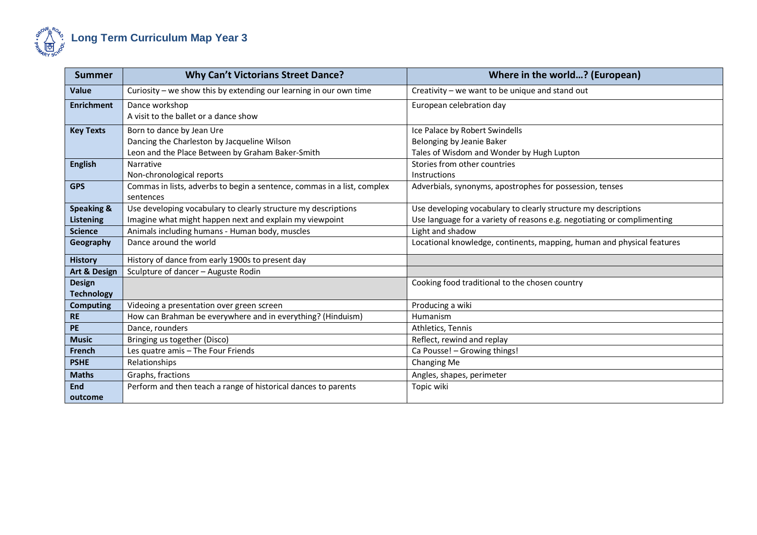## Long Term Curriculum Map Year 3

| Summer | Why Can't Victorians Street Dance? | Where in the world…? (European) |
| --- | --- | --- |
| **Value** | Curiosity – we show this by extending our learning in our own time | Creativity – we want to be unique and stand out |
| **Enrichment** | Dance workshop<br>A visit to the ballet or a dance show | European celebration day |
| **Key Texts** | Born to dance by Jean Ure<br>Dancing the Charleston by Jacqueline Wilson<br>Leon and the Place Between by Graham Baker-Smith | Ice Palace by Robert Swindells<br>Belonging by Jeanie Baker<br>Tales of Wisdom and Wonder by Hugh Lupton |
| **English** | Narrative<br>Non-chronological reports | Stories from other countries<br>Instructions |
| **GPS** | Commas in lists, adverbs to begin a sentence, commas in a list, complex sentences | Adverbials, synonyms, apostrophes for possession, tenses |
| **Speaking & Listening** | Use developing vocabulary to clearly structure my descriptions<br>Imagine what might happen next and explain my viewpoint | Use developing vocabulary to clearly structure my descriptions<br>Use language for a variety of reasons e.g. negotiating or complimenting |
| **Science** | Animals including humans - Human body, muscles | Light and shadow |
| **Geography** | Dance around the world | Locational knowledge, continents, mapping, human and physical features |
| **History** | History of dance from early 1900s to present day | |
| **Art & Design** | Sculpture of dancer – Auguste Rodin | |
| **Design Technology** | | Cooking food traditional to the chosen country |
| **Computing** | Videoing a presentation over green screen | Producing a wiki |
| **RE** | How can Brahman be everywhere and in everything? (Hinduism) | Humanism |
| **PE** | Dance, rounders | Athletics, Tennis |
| **Music** | Bringing us together (Disco) | Reflect, rewind and replay |
| **French** | Les quatre amis – The Four Friends | Ca Pousse! – Growing things! |
| **PSHE** | Relationships | Changing Me |
| **Maths** | Graphs, fractions | Angles, shapes, perimeter |
| **End outcome** | Perform and then teach a range of historical dances to parents | Topic wiki |